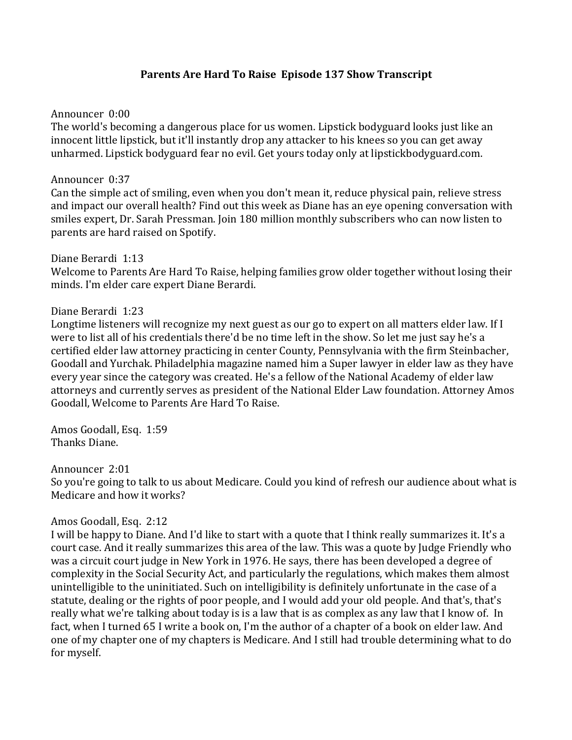**Parents Are Hard To Raise Episode 137 Show Transcript**

Announcer 0:00
The world's becoming a dangerous place for us women. Lipstick bodyguard looks just like an innocent little lipstick, but it'll instantly drop any attacker to his knees so you can get away unharmed. Lipstick bodyguard fear no evil. Get yours today only at lipstickbodyguard.com.

Announcer 0:37
Can the simple act of smiling, even when you don't mean it, reduce physical pain, relieve stress and impact our overall health? Find out this week as Diane has an eye opening conversation with smiles expert, Dr. Sarah Pressman. Join 180 million monthly subscribers who can now listen to parents are hard raised on Spotify.

Diane Berardi 1:13
Welcome to Parents Are Hard To Raise, helping families grow older together without losing their minds. I'm elder care expert Diane Berardi.

Diane Berardi 1:23
Longtime listeners will recognize my next guest as our go to expert on all matters elder law. If I were to list all of his credentials there'd be no time left in the show. So let me just say he's a certified elder law attorney practicing in center County, Pennsylvania with the firm Steinbacher, Goodall and Yurchak. Philadelphia magazine named him a Super lawyer in elder law as they have every year since the category was created. He's a fellow of the National Academy of elder law attorneys and currently serves as president of the National Elder Law foundation. Attorney Amos Goodall, Welcome to Parents Are Hard To Raise.

Amos Goodall, Esq. 1:59
Thanks Diane.

Announcer 2:01
So you're going to talk to us about Medicare. Could you kind of refresh our audience about what is Medicare and how it works?

Amos Goodall, Esq. 2:12
I will be happy to Diane. And I'd like to start with a quote that I think really summarizes it. It's a court case. And it really summarizes this area of the law. This was a quote by Judge Friendly who was a circuit court judge in New York in 1976. He says, there has been developed a degree of complexity in the Social Security Act, and particularly the regulations, which makes them almost unintelligible to the uninitiated. Such on intelligibility is definitely unfortunate in the case of a statute, dealing or the rights of poor people, and I would add your old people. And that's, that's really what we're talking about today is is a law that is as complex as any law that I know of. In fact, when I turned 65 I write a book on, I'm the author of a chapter of a book on elder law. And one of my chapter one of my chapters is Medicare. And I still had trouble determining what to do for myself.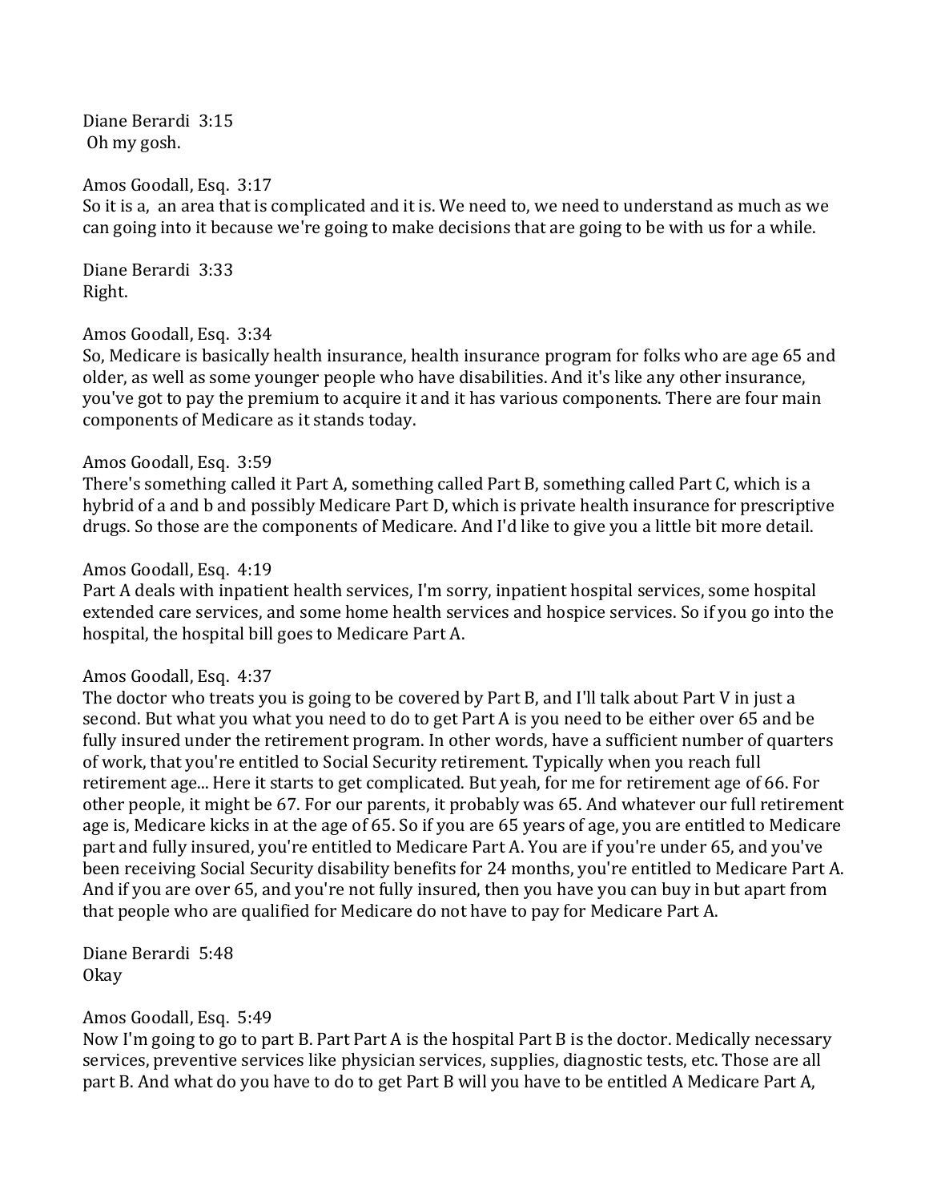Diane Berardi 3:15
Oh my gosh.

Amos Goodall, Esq. 3:17
So it is a, an area that is complicated and it is. We need to, we need to understand as much as we can going into it because we're going to make decisions that are going to be with us for a while.

Diane Berardi 3:33
Right.

Amos Goodall, Esq. 3:34
So, Medicare is basically health insurance, health insurance program for folks who are age 65 and older, as well as some younger people who have disabilities. And it's like any other insurance, you've got to pay the premium to acquire it and it has various components. There are four main components of Medicare as it stands today.

Amos Goodall, Esq. 3:59
There's something called it Part A, something called Part B, something called Part C, which is a hybrid of a and b and possibly Medicare Part D, which is private health insurance for prescriptive drugs. So those are the components of Medicare. And I'd like to give you a little bit more detail.

Amos Goodall, Esq. 4:19
Part A deals with inpatient health services, I'm sorry, inpatient hospital services, some hospital extended care services, and some home health services and hospice services. So if you go into the hospital, the hospital bill goes to Medicare Part A.

Amos Goodall, Esq. 4:37
The doctor who treats you is going to be covered by Part B, and I'll talk about Part V in just a second. But what you what you need to do to get Part A is you need to be either over 65 and be fully insured under the retirement program. In other words, have a sufficient number of quarters of work, that you're entitled to Social Security retirement. Typically when you reach full retirement age... Here it starts to get complicated. But yeah, for me for retirement age of 66. For other people, it might be 67. For our parents, it probably was 65. And whatever our full retirement age is, Medicare kicks in at the age of 65. So if you are 65 years of age, you are entitled to Medicare part and fully insured, you're entitled to Medicare Part A. You are if you're under 65, and you've been receiving Social Security disability benefits for 24 months, you're entitled to Medicare Part A. And if you are over 65, and you're not fully insured, then you have you can buy in but apart from that people who are qualified for Medicare do not have to pay for Medicare Part A.

Diane Berardi 5:48
Okay

Amos Goodall, Esq. 5:49
Now I'm going to go to part B. Part Part A is the hospital Part B is the doctor. Medically necessary services, preventive services like physician services, supplies, diagnostic tests, etc. Those are all part B. And what do you have to do to get Part B will you have to be entitled A Medicare Part A,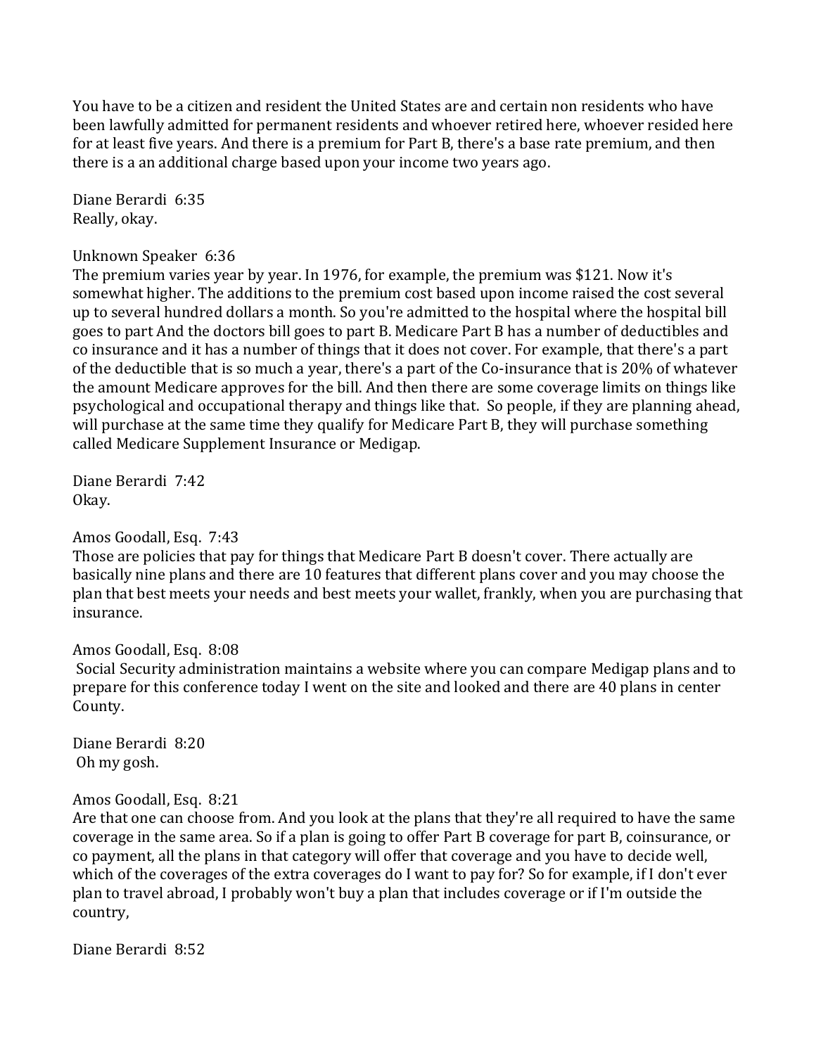You have to be a citizen and resident the United States are and certain non residents who have been lawfully admitted for permanent residents and whoever retired here, whoever resided here for at least five years. And there is a premium for Part B, there's a base rate premium, and then there is a an additional charge based upon your income two years ago.

Diane Berardi 6:35
Really, okay.

Unknown Speaker 6:36
The premium varies year by year. In 1976, for example, the premium was $121. Now it's somewhat higher. The additions to the premium cost based upon income raised the cost several up to several hundred dollars a month. So you're admitted to the hospital where the hospital bill goes to part And the doctors bill goes to part B. Medicare Part B has a number of deductibles and co insurance and it has a number of things that it does not cover. For example, that there's a part of the deductible that is so much a year, there's a part of the Co-insurance that is 20% of whatever the amount Medicare approves for the bill. And then there are some coverage limits on things like psychological and occupational therapy and things like that. So people, if they are planning ahead, will purchase at the same time they qualify for Medicare Part B, they will purchase something called Medicare Supplement Insurance or Medigap.

Diane Berardi 7:42
Okay.

Amos Goodall, Esq. 7:43
Those are policies that pay for things that Medicare Part B doesn't cover. There actually are basically nine plans and there are 10 features that different plans cover and you may choose the plan that best meets your needs and best meets your wallet, frankly, when you are purchasing that insurance.

Amos Goodall, Esq. 8:08
Social Security administration maintains a website where you can compare Medigap plans and to prepare for this conference today I went on the site and looked and there are 40 plans in center County.

Diane Berardi 8:20
Oh my gosh.

Amos Goodall, Esq. 8:21
Are that one can choose from. And you look at the plans that they're all required to have the same coverage in the same area. So if a plan is going to offer Part B coverage for part B, coinsurance, or co payment, all the plans in that category will offer that coverage and you have to decide well, which of the coverages of the extra coverages do I want to pay for? So for example, if I don't ever plan to travel abroad, I probably won't buy a plan that includes coverage or if I'm outside the country,

Diane Berardi 8:52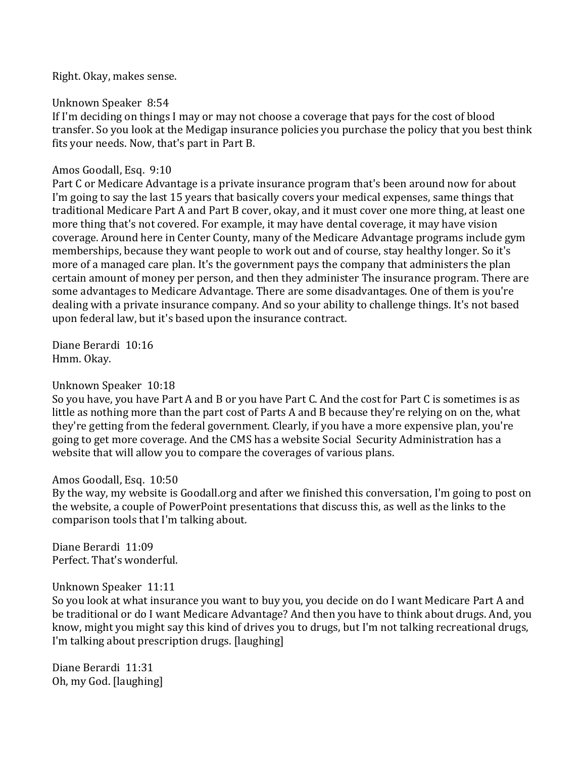Right. Okay, makes sense.

Unknown Speaker 8:54
If I'm deciding on things I may or may not choose a coverage that pays for the cost of blood transfer. So you look at the Medigap insurance policies you purchase the policy that you best think fits your needs. Now, that's part in Part B.

Amos Goodall, Esq. 9:10
Part C or Medicare Advantage is a private insurance program that's been around now for about I'm going to say the last 15 years that basically covers your medical expenses, same things that traditional Medicare Part A and Part B cover, okay, and it must cover one more thing, at least one more thing that's not covered. For example, it may have dental coverage, it may have vision coverage. Around here in Center County, many of the Medicare Advantage programs include gym memberships, because they want people to work out and of course, stay healthy longer. So it's more of a managed care plan. It's the government pays the company that administers the plan certain amount of money per person, and then they administer The insurance program. There are some advantages to Medicare Advantage. There are some disadvantages. One of them is you're dealing with a private insurance company. And so your ability to challenge things. It's not based upon federal law, but it's based upon the insurance contract.

Diane Berardi 10:16
Hmm. Okay.

Unknown Speaker 10:18
So you have, you have Part A and B or you have Part C. And the cost for Part C is sometimes is as little as nothing more than the part cost of Parts A and B because they're relying on on the, what they're getting from the federal government. Clearly, if you have a more expensive plan, you're going to get more coverage. And the CMS has a website Social Security Administration has a website that will allow you to compare the coverages of various plans.

Amos Goodall, Esq. 10:50
By the way, my website is Goodall.org and after we finished this conversation, I'm going to post on the website, a couple of PowerPoint presentations that discuss this, as well as the links to the comparison tools that I'm talking about.

Diane Berardi 11:09
Perfect. That's wonderful.

Unknown Speaker 11:11
So you look at what insurance you want to buy you, you decide on do I want Medicare Part A and be traditional or do I want Medicare Advantage? And then you have to think about drugs. And, you know, might you might say this kind of drives you to drugs, but I'm not talking recreational drugs, I'm talking about prescription drugs. [laughing]

Diane Berardi 11:31
Oh, my God. [laughing]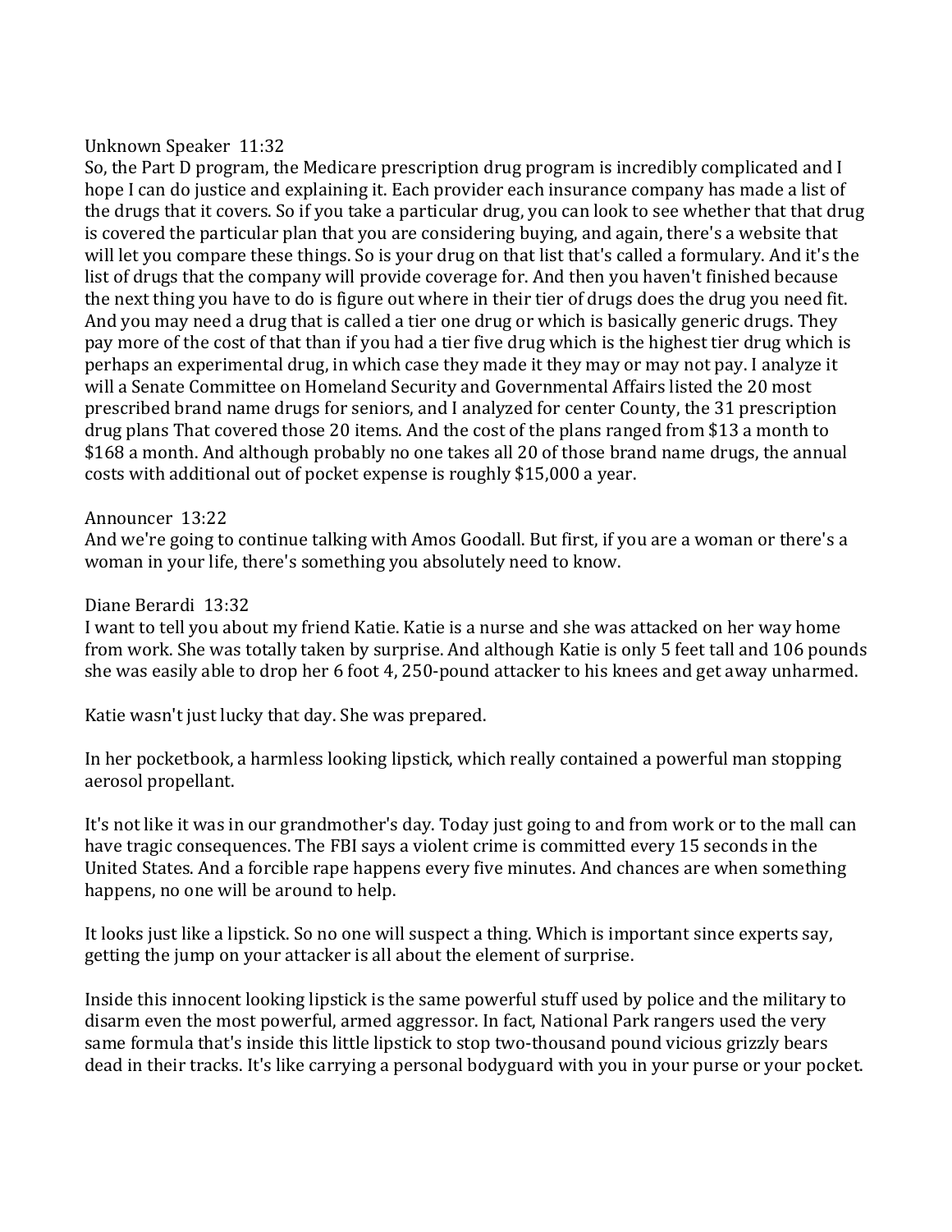Unknown Speaker 11:32
So, the Part D program, the Medicare prescription drug program is incredibly complicated and I hope I can do justice and explaining it. Each provider each insurance company has made a list of the drugs that it covers. So if you take a particular drug, you can look to see whether that that drug is covered the particular plan that you are considering buying, and again, there's a website that will let you compare these things. So is your drug on that list that's called a formulary. And it's the list of drugs that the company will provide coverage for. And then you haven't finished because the next thing you have to do is figure out where in their tier of drugs does the drug you need fit. And you may need a drug that is called a tier one drug or which is basically generic drugs. They pay more of the cost of that than if you had a tier five drug which is the highest tier drug which is perhaps an experimental drug, in which case they made it they may or may not pay. I analyze it will a Senate Committee on Homeland Security and Governmental Affairs listed the 20 most prescribed brand name drugs for seniors, and I analyzed for center County, the 31 prescription drug plans That covered those 20 items. And the cost of the plans ranged from $13 a month to $168 a month. And although probably no one takes all 20 of those brand name drugs, the annual costs with additional out of pocket expense is roughly $15,000 a year.

Announcer 13:22
And we're going to continue talking with Amos Goodall. But first, if you are a woman or there's a woman in your life, there's something you absolutely need to know.

Diane Berardi 13:32
I want to tell you about my friend Katie. Katie is a nurse and she was attacked on her way home from work. She was totally taken by surprise. And although Katie is only 5 feet tall and 106 pounds she was easily able to drop her 6 foot 4, 250-pound attacker to his knees and get away unharmed.

Katie wasn't just lucky that day. She was prepared.

In her pocketbook, a harmless looking lipstick, which really contained a powerful man stopping aerosol propellant.

It's not like it was in our grandmother's day. Today just going to and from work or to the mall can have tragic consequences. The FBI says a violent crime is committed every 15 seconds in the United States. And a forcible rape happens every five minutes. And chances are when something happens, no one will be around to help.

It looks just like a lipstick. So no one will suspect a thing. Which is important since experts say, getting the jump on your attacker is all about the element of surprise.

Inside this innocent looking lipstick is the same powerful stuff used by police and the military to disarm even the most powerful, armed aggressor. In fact, National Park rangers used the very same formula that's inside this little lipstick to stop two-thousand pound vicious grizzly bears dead in their tracks. It's like carrying a personal bodyguard with you in your purse or your pocket.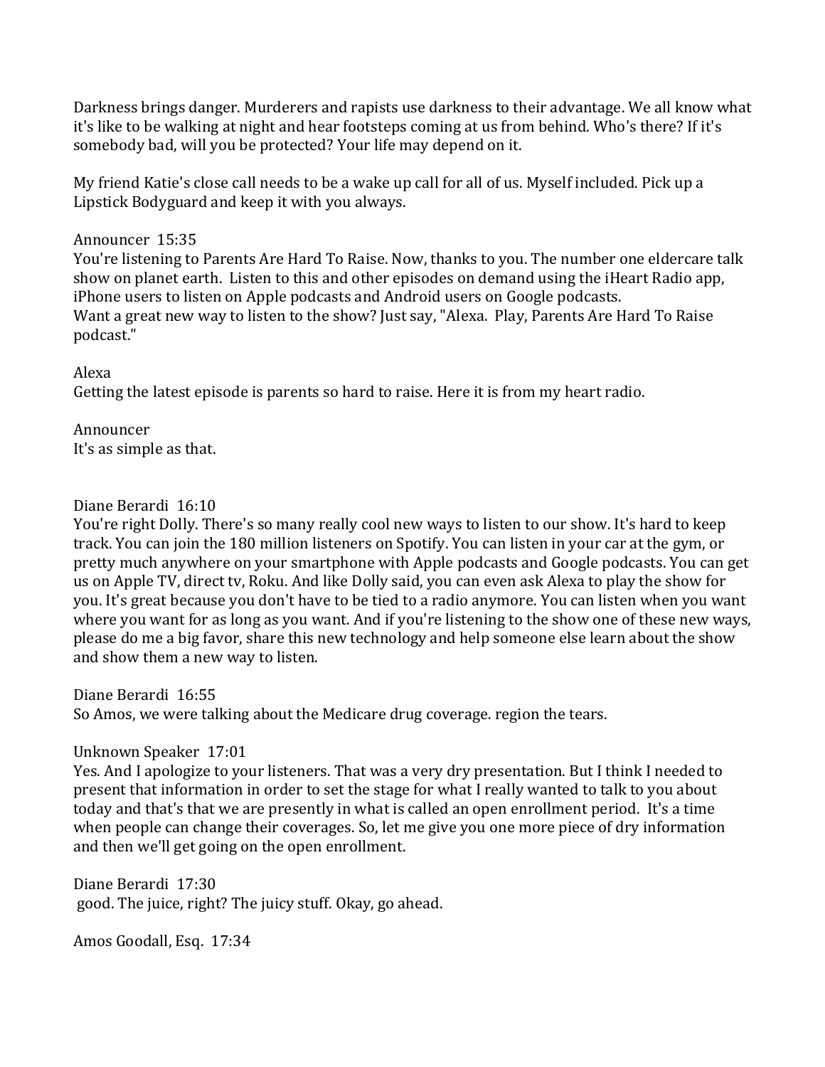Darkness brings danger. Murderers and rapists use darkness to their advantage. We all know what it's like to be walking at night and hear footsteps coming at us from behind. Who's there? If it's somebody bad, will you be protected? Your life may depend on it.

My friend Katie's close call needs to be a wake up call for all of us. Myself included. Pick up a Lipstick Bodyguard and keep it with you always.

Announcer 15:35
You're listening to Parents Are Hard To Raise. Now, thanks to you. The number one eldercare talk show on planet earth. Listen to this and other episodes on demand using the iHeart Radio app, iPhone users to listen on Apple podcasts and Android users on Google podcasts.
Want a great new way to listen to the show? Just say, "Alexa. Play, Parents Are Hard To Raise podcast."

Alexa
Getting the latest episode is parents so hard to raise. Here it is from my heart radio.

Announcer
It's as simple as that.

Diane Berardi 16:10
You're right Dolly. There's so many really cool new ways to listen to our show. It's hard to keep track. You can join the 180 million listeners on Spotify. You can listen in your car at the gym, or pretty much anywhere on your smartphone with Apple podcasts and Google podcasts. You can get us on Apple TV, direct tv, Roku. And like Dolly said, you can even ask Alexa to play the show for you. It's great because you don't have to be tied to a radio anymore. You can listen when you want where you want for as long as you want. And if you're listening to the show one of these new ways, please do me a big favor, share this new technology and help someone else learn about the show and show them a new way to listen.

Diane Berardi 16:55
So Amos, we were talking about the Medicare drug coverage. region the tears.

Unknown Speaker 17:01
Yes. And I apologize to your listeners. That was a very dry presentation. But I think I needed to present that information in order to set the stage for what I really wanted to talk to you about today and that's that we are presently in what is called an open enrollment period. It's a time when people can change their coverages. So, let me give you one more piece of dry information and then we'll get going on the open enrollment.

Diane Berardi 17:30
good. The juice, right? The juicy stuff. Okay, go ahead.

Amos Goodall, Esq. 17:34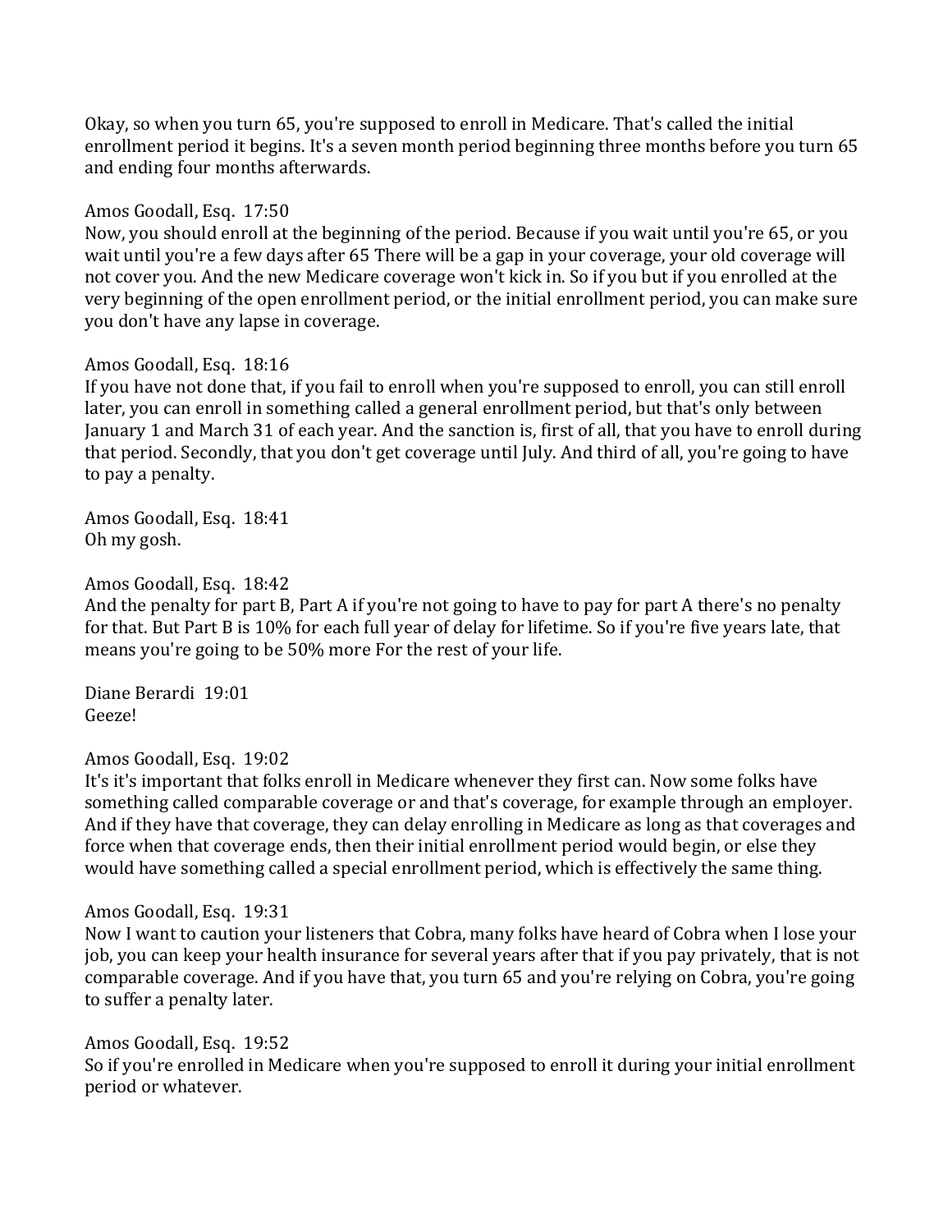Okay, so when you turn 65, you're supposed to enroll in Medicare. That's called the initial enrollment period it begins. It's a seven month period beginning three months before you turn 65 and ending four months afterwards.

Amos Goodall, Esq. 17:50
Now, you should enroll at the beginning of the period. Because if you wait until you're 65, or you wait until you're a few days after 65 There will be a gap in your coverage, your old coverage will not cover you. And the new Medicare coverage won't kick in. So if you but if you enrolled at the very beginning of the open enrollment period, or the initial enrollment period, you can make sure you don't have any lapse in coverage.

Amos Goodall, Esq. 18:16
If you have not done that, if you fail to enroll when you're supposed to enroll, you can still enroll later, you can enroll in something called a general enrollment period, but that's only between January 1 and March 31 of each year. And the sanction is, first of all, that you have to enroll during that period. Secondly, that you don't get coverage until July. And third of all, you're going to have to pay a penalty.

Amos Goodall, Esq. 18:41
Oh my gosh.

Amos Goodall, Esq. 18:42
And the penalty for part B, Part A if you're not going to have to pay for part A there's no penalty for that. But Part B is 10% for each full year of delay for lifetime. So if you're five years late, that means you're going to be 50% more For the rest of your life.

Diane Berardi 19:01
Geeze!

Amos Goodall, Esq. 19:02
It's it's important that folks enroll in Medicare whenever they first can. Now some folks have something called comparable coverage or and that's coverage, for example through an employer. And if they have that coverage, they can delay enrolling in Medicare as long as that coverages and force when that coverage ends, then their initial enrollment period would begin, or else they would have something called a special enrollment period, which is effectively the same thing.

Amos Goodall, Esq. 19:31
Now I want to caution your listeners that Cobra, many folks have heard of Cobra when I lose your job, you can keep your health insurance for several years after that if you pay privately, that is not comparable coverage. And if you have that, you turn 65 and you're relying on Cobra, you're going to suffer a penalty later.

Amos Goodall, Esq. 19:52
So if you're enrolled in Medicare when you're supposed to enroll it during your initial enrollment period or whatever.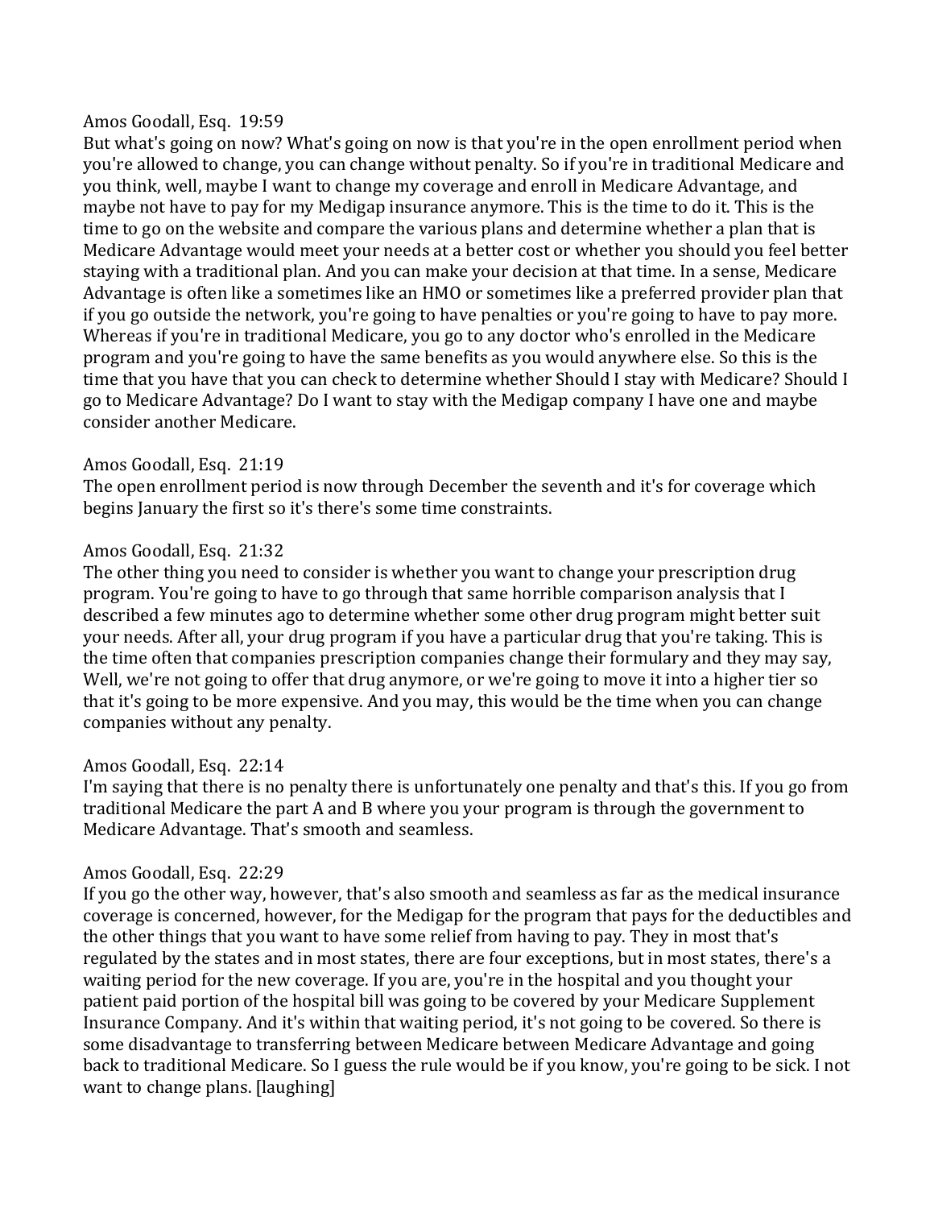Amos Goodall, Esq. 19:59
But what's going on now? What's going on now is that you're in the open enrollment period when you're allowed to change, you can change without penalty. So if you're in traditional Medicare and you think, well, maybe I want to change my coverage and enroll in Medicare Advantage, and maybe not have to pay for my Medigap insurance anymore. This is the time to do it. This is the time to go on the website and compare the various plans and determine whether a plan that is Medicare Advantage would meet your needs at a better cost or whether you should you feel better staying with a traditional plan. And you can make your decision at that time. In a sense, Medicare Advantage is often like a sometimes like an HMO or sometimes like a preferred provider plan that if you go outside the network, you're going to have penalties or you're going to have to pay more. Whereas if you're in traditional Medicare, you go to any doctor who's enrolled in the Medicare program and you're going to have the same benefits as you would anywhere else. So this is the time that you have that you can check to determine whether Should I stay with Medicare? Should I go to Medicare Advantage? Do I want to stay with the Medigap company I have one and maybe consider another Medicare.

Amos Goodall, Esq. 21:19
The open enrollment period is now through December the seventh and it's for coverage which begins January the first so it's there's some time constraints.

Amos Goodall, Esq. 21:32
The other thing you need to consider is whether you want to change your prescription drug program. You're going to have to go through that same horrible comparison analysis that I described a few minutes ago to determine whether some other drug program might better suit your needs. After all, your drug program if you have a particular drug that you're taking. This is the time often that companies prescription companies change their formulary and they may say, Well, we're not going to offer that drug anymore, or we're going to move it into a higher tier so that it's going to be more expensive. And you may, this would be the time when you can change companies without any penalty.

Amos Goodall, Esq. 22:14
I'm saying that there is no penalty there is unfortunately one penalty and that's this. If you go from traditional Medicare the part A and B where you your program is through the government to Medicare Advantage. That's smooth and seamless.

Amos Goodall, Esq. 22:29
If you go the other way, however, that's also smooth and seamless as far as the medical insurance coverage is concerned, however, for the Medigap for the program that pays for the deductibles and the other things that you want to have some relief from having to pay. They in most that's regulated by the states and in most states, there are four exceptions, but in most states, there's a waiting period for the new coverage. If you are, you're in the hospital and you thought your patient paid portion of the hospital bill was going to be covered by your Medicare Supplement Insurance Company. And it's within that waiting period, it's not going to be covered. So there is some disadvantage to transferring between Medicare between Medicare Advantage and going back to traditional Medicare. So I guess the rule would be if you know, you're going to be sick. I not want to change plans. [laughing]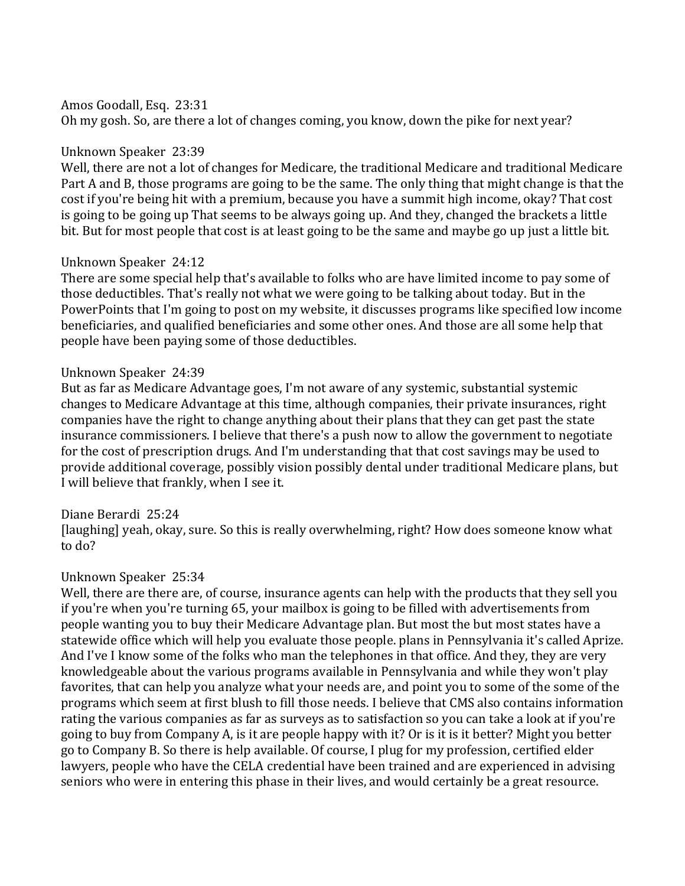Amos Goodall, Esq.  23:31
Oh my gosh. So, are there a lot of changes coming, you know, down the pike for next year?

Unknown Speaker  23:39
Well, there are not a lot of changes for Medicare, the traditional Medicare and traditional Medicare Part A and B, those programs are going to be the same. The only thing that might change is that the cost if you're being hit with a premium, because you have a summit high income, okay? That cost is going to be going up That seems to be always going up. And they, changed the brackets a little bit. But for most people that cost is at least going to be the same and maybe go up just a little bit.

Unknown Speaker  24:12
There are some special help that's available to folks who are have limited income to pay some of those deductibles. That's really not what we were going to be talking about today. But in the PowerPoints that I'm going to post on my website, it discusses programs like specified low income beneficiaries, and qualified beneficiaries and some other ones. And those are all some help that people have been paying some of those deductibles.

Unknown Speaker  24:39
But as far as Medicare Advantage goes, I'm not aware of any systemic, substantial systemic changes to Medicare Advantage at this time, although companies, their private insurances, right companies have the right to change anything about their plans that they can get past the state insurance commissioners. I believe that there's a push now to allow the government to negotiate for the cost of prescription drugs. And I'm understanding that that cost savings may be used to provide additional coverage, possibly vision possibly dental under traditional Medicare plans, but I will believe that frankly, when I see it.

Diane Berardi  25:24
[laughing] yeah, okay, sure. So this is really overwhelming, right? How does someone know what to do?

Unknown Speaker  25:34
Well, there are there are, of course, insurance agents can help with the products that they sell you if you're when you're turning 65, your mailbox is going to be filled with advertisements from people wanting you to buy their Medicare Advantage plan. But most the but most states have a statewide office which will help you evaluate those people. plans in Pennsylvania it's called Aprize. And I've I know some of the folks who man the telephones in that office. And they, they are very knowledgeable about the various programs available in Pennsylvania and while they won't play favorites, that can help you analyze what your needs are, and point you to some of the some of the programs which seem at first blush to fill those needs. I believe that CMS also contains information rating the various companies as far as surveys as to satisfaction so you can take a look at if you're going to buy from Company A, is it are people happy with it? Or is it is it better? Might you better go to Company B. So there is help available. Of course, I plug for my profession, certified elder lawyers, people who have the CELA credential have been trained and are experienced in advising seniors who were in entering this phase in their lives, and would certainly be a great resource.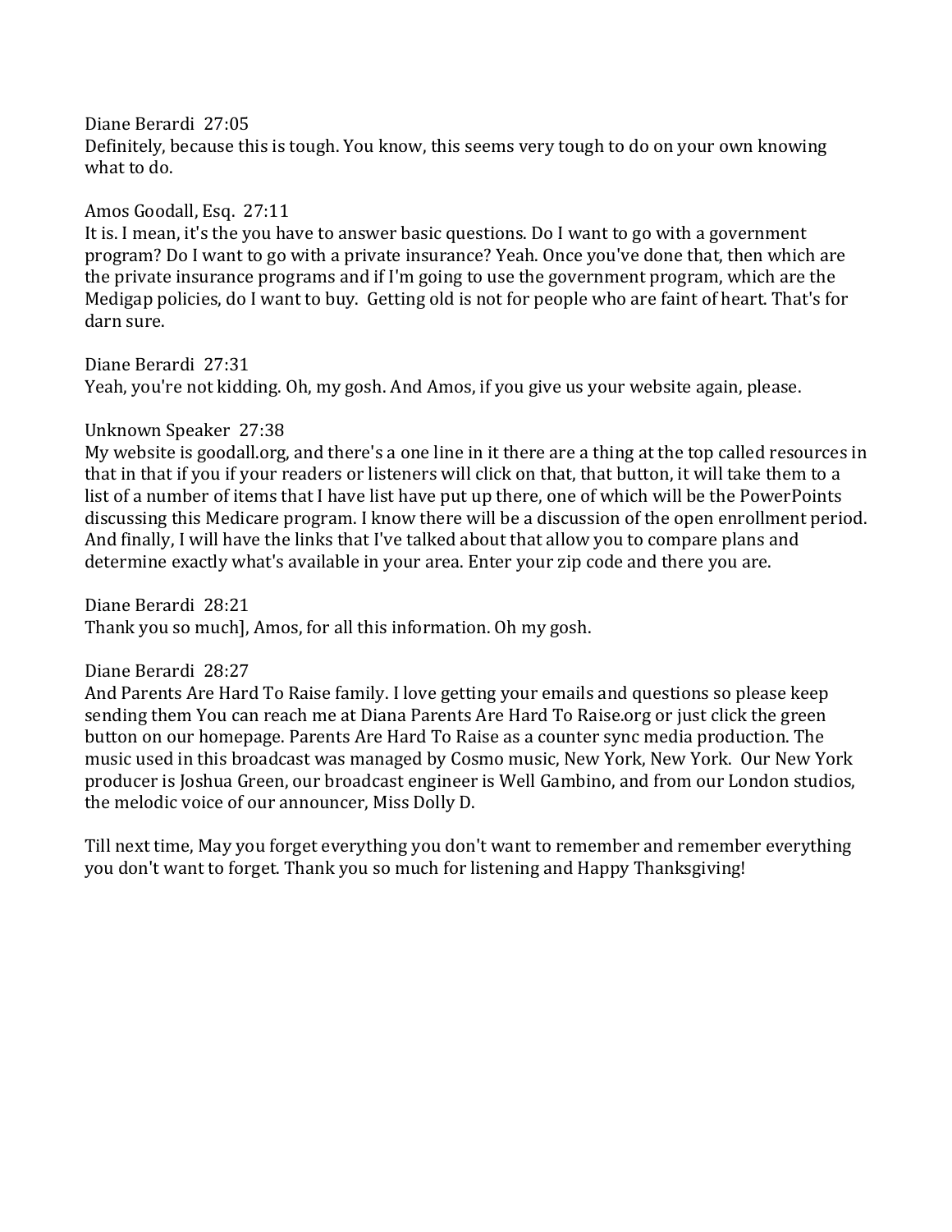Diane Berardi 27:05
Definitely, because this is tough. You know, this seems very tough to do on your own knowing what to do.

Amos Goodall, Esq. 27:11
It is. I mean, it's the you have to answer basic questions. Do I want to go with a government program? Do I want to go with a private insurance? Yeah. Once you've done that, then which are the private insurance programs and if I'm going to use the government program, which are the Medigap policies, do I want to buy. Getting old is not for people who are faint of heart. That's for darn sure.

Diane Berardi 27:31
Yeah, you're not kidding. Oh, my gosh. And Amos, if you give us your website again, please.

Unknown Speaker 27:38
My website is goodall.org, and there's a one line in it there are a thing at the top called resources in that in that if you if your readers or listeners will click on that, that button, it will take them to a list of a number of items that I have list have put up there, one of which will be the PowerPoints discussing this Medicare program. I know there will be a discussion of the open enrollment period. And finally, I will have the links that I've talked about that allow you to compare plans and determine exactly what's available in your area. Enter your zip code and there you are.

Diane Berardi 28:21
Thank you so much], Amos, for all this information. Oh my gosh.

Diane Berardi 28:27
And Parents Are Hard To Raise family. I love getting your emails and questions so please keep sending them You can reach me at Diana Parents Are Hard To Raise.org or just click the green button on our homepage. Parents Are Hard To Raise as a counter sync media production. The music used in this broadcast was managed by Cosmo music, New York, New York. Our New York producer is Joshua Green, our broadcast engineer is Well Gambino, and from our London studios, the melodic voice of our announcer, Miss Dolly D.

Till next time, May you forget everything you don't want to remember and remember everything you don't want to forget. Thank you so much for listening and Happy Thanksgiving!